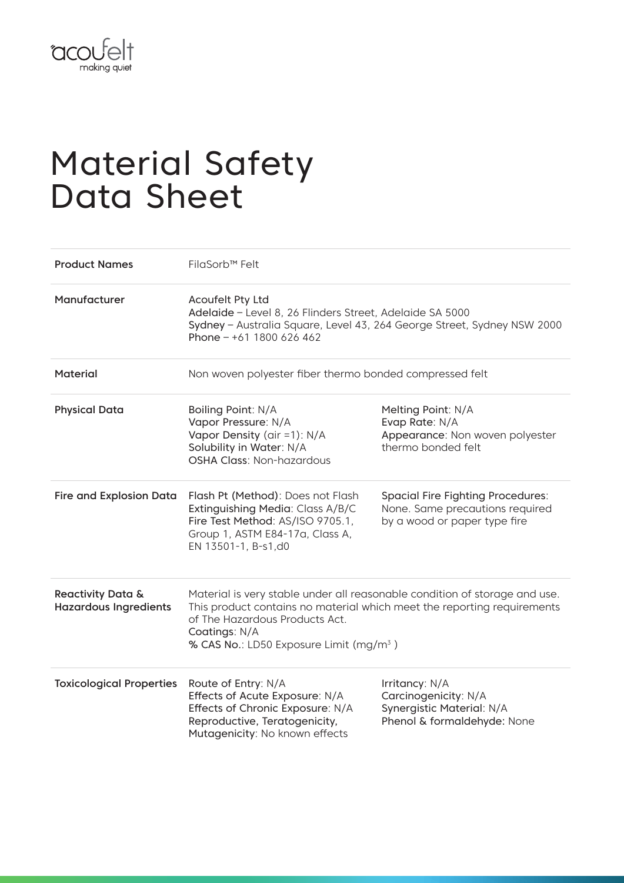acoufelt
making quiet

# Material Safety Data Sheet

| | | |
|---|---|---|
| **Product Names** | FilaSorb™ Felt | |
| **Manufacturer** | Acoufelt Pty Ltd<br>**Adelaide** – Level 8, 26 Flinders Street, Adelaide SA 5000<br>**Sydney** – Australia Square, Level 43, 264 George Street, Sydney NSW 2000<br>**Phone** – +61 1800 626 462 | |
| **Material** | Non woven polyester fiber thermo bonded compressed felt | |
| **Physical Data** | **Boiling Point**: N/A<br>**Vapor Pressure**: N/A<br>**Vapor Density** (air =1): N/A<br>**Solubility in Water**: N/A<br>**OSHA Class**: Non-hazardous | **Melting Point**: N/A<br>**Evap Rate**: N/A<br>**Appearance**: Non woven polyester thermo bonded felt |
| **Fire and Explosion Data** | **Flash Pt (Method)**: Does not Flash<br>**Extinguishing Media**: Class A/B/C<br>**Fire Test Method**: AS/ISO 9705.1, Group 1, ASTM E84-17a, Class A, EN 13501-1, B-s1,d0 | **Spacial Fire Fighting Procedures**: None. Same precautions required by a wood or paper type fire |
| **Reactivity Data & Hazardous Ingredients** | Material is very stable under all reasonable condition of storage and use. This product contains no material which meet the reporting requirements of The Hazardous Products Act.<br>**Coatings**: N/A<br>**% CAS No.**: LD50 Exposure Limit (mg/m$^3$ ) | |
| **Toxicological Properties** | **Route of Entry**: N/A<br>**Effects of Acute Exposure**: N/A<br>**Effects of Chronic Exposure**: N/A<br>**Reproductive, Teratogenicity, Mutagenicity**: No known effects | **Irritancy**: N/A<br>**Carcinogenicity**: N/A<br>**Synergistic Material**: N/A<br>**Phenol & formaldehyde**: None |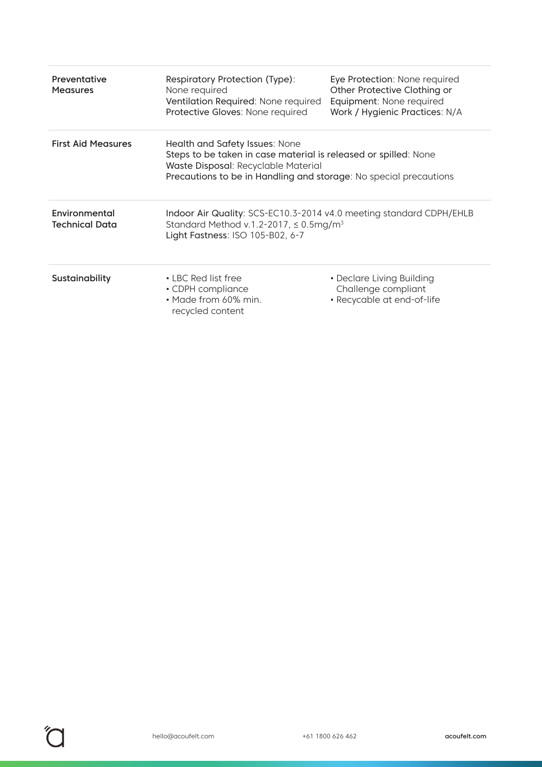| | | |
|---|---|---|
| **Preventative Measures** | Respiratory Protection (Type): None required<br>Ventilation Required: None required<br>Protective Gloves: None required | Eye Protection: None required<br>Other Protective Clothing or Equipment: None required<br>Work / Hygienic Practices: N/A |
| **First Aid Measures** | Health and Safety Issues: None<br>Steps to be taken in case material is released or spilled: None<br>Waste Disposal: Recyclable Material<br>Precautions to be in Handling and storage: No special precautions | |
| **Environmental Technical Data** | Indoor Air Quality: SCS-EC10.3-2014 v4.0 meeting standard CDPH/EHLB Standard Method v.1.2-2017, ≤ 0.5mg/m$^3$<br>Light Fastness: ISO 105-B02, 6-7 | |
| **Sustainability** | • LBC Red list free<br>• CDPH compliance<br>• Made from 60% min. recycled content | • Declare Living Building Challenge compliant<br>• Recycable at end-of-life |

hello@acoufelt.com +61 1800 626 462 **acoufelt.com**